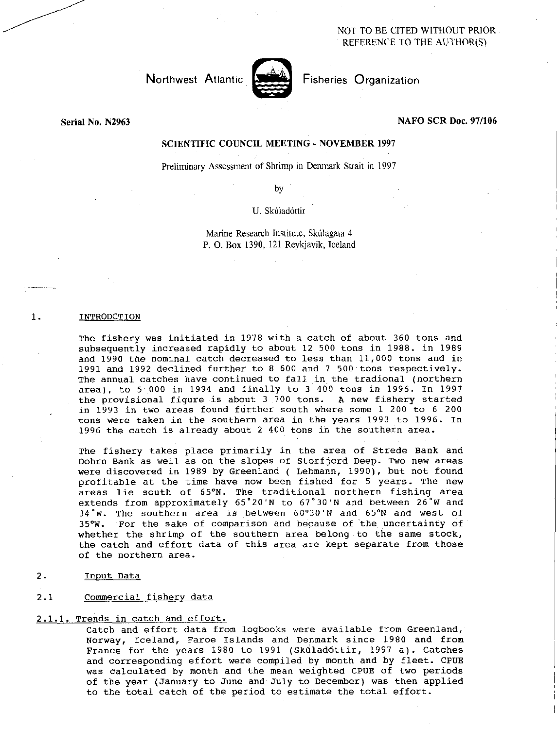NOT TO BE CITED WITHOUT PRIOR REFERENCE TO THE AUTHOR(S)

Northwest Atlantic Fisheries Organization

**Serial No. N2963** **NAFO SCR Doc. 97/106**

**SCIENTIFIC COUNCIL MEETING - NOVEMBER 1997**

Preliminary Assessment of Shrimp in Denmark Strait in 1997

by

U. Skúladóttir

Marine Research Institute, Skúlagata 4
P. O. Box 1390, 121 Reykjavik, Iceland

## 1. INTRODCTION

The fishery was initiated in 1978 with a catch of about 360 tons and subsequently increased rapidly to about 12 500 tons in 1988. in 1989 and 1990 the nominal catch decreased to less than 11,000 tons and in 1991 and 1992 declined further to 8 600 and 7 500 tons respectively. The annual catches have continued to fall in the tradional (northern area), to 5 000 in 1994 and finally to 3 400 tons in 1996. In 1997 the provisional figure is about 3 700 tons. A new fishery started in 1993 in two areas found further south where some 1 200 to 6 200 tons were taken in the southern area in the years 1993 to 1996. In 1996 the catch is already about 2 400 tons in the southern area.

The fishery takes place primarily in the area of Strede Bank and Dohrn Bank as well as on the slopes of Storfjord Deep. Two new areas were discovered in 1989 by Greenland ( Lehmann, 1990), but not found profitable at the time have now been fished for 5 years. The new areas lie south of 65°N. The traditional northern fishing area extends from approximately 65°20'N to 67°30'N and between 26°W and 34°W. The southern area is between 60°30'N and 65°N and west of 35°W. For the sake of comparison and because of the uncertainty of whether the shrimp of the southern area belong to the same stock, the catch and effort data of this area are kept separate from those of the northern area.

## 2. Input Data

### 2.1 Commercial fishery data

#### 2.1.1. Trends in catch and effort.

Catch and effort data from logbooks were available from Greenland, Norway, Iceland, Faroe Islands and Denmark since 1980 and from France for the years 1980 to 1991 (Skúladóttir, 1997 a). Catches and corresponding effort were compiled by month and by fleet. CPUE was calculated by month and the mean weighted CPUE of two periods of the year (January to June and July to December) was then applied to the total catch of the period to estimate the total effort.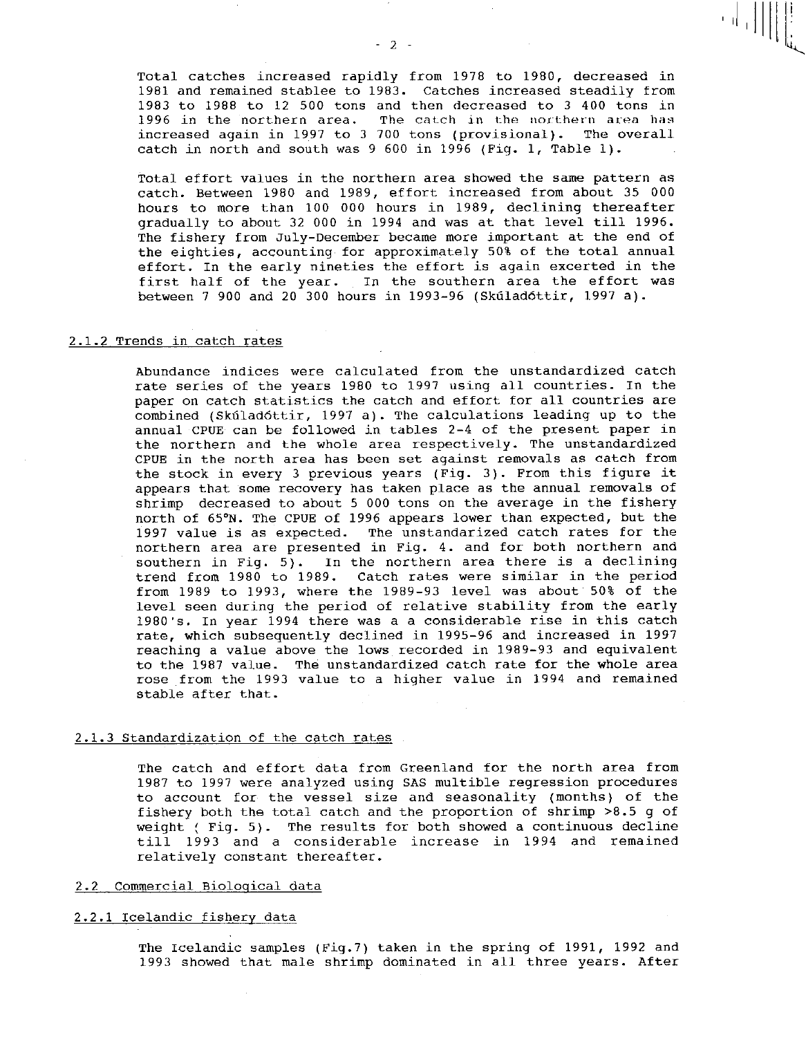Total catches increased rapidly from 1978 to 1980, decreased in 1981 and remained stablee to 1983. Catches increased steadily from 1983 to 1988 to 12 500 tons and then decreased to 3 400 tons in 1996 in the northern area. The catch in the northern area has increased again in 1997 to 3 700 tons (provisional). The overall catch in north and south was 9 600 in 1996 (Fig. 1, Table 1).

Total effort values in the northern area showed the same pattern as catch. Between 1980 and 1989, effort increased from about 35 000 hours to more than 100 000 hours in 1989, declining thereafter gradually to about 32 000 in 1994 and was at that level till 1996. The fishery from July-December became more important at the end of the eighties, accounting for approximately 50% of the total annual effort. In the early nineties the effort is again excerted in the first half of the year. In the southern area the effort was between 7 900 and 20 300 hours in 1993-96 (Skúladóttir, 1997 a).

### 2.1.2 Trends in catch rates

Abundance indices were calculated from the unstandardized catch rate series of the years 1980 to 1997 using all countries. In the paper on catch statistics the catch and effort for all countries are combined (Skúladóttir, 1997 a). The calculations leading up to the annual CPUE can be followed in tables 2-4 of the present paper in the northern and the whole area respectively. The unstandardized CPUE in the north area has been set against removals as catch from the stock in every 3 previous years (Fig. 3). From this figure it appears that some recovery has taken place as the annual removals of shrimp decreased to about 5 000 tons on the average in the fishery north of 65°N. The CPUE of 1996 appears lower than expected, but the 1997 value is as expected. The unstandarized catch rates for the northern area are presented in Fig. 4. and for both northern and southern in Fig. 5). In the northern area there is a declining trend from 1980 to 1989. Catch rates were similar in the period from 1989 to 1993, where the 1989-93 level was about 50% of the level seen during the period of relative stability from the early 1980's. In year 1994 there was a a considerable rise in this catch rate, which subsequently declined in 1995-96 and increased in 1997 reaching a value above the lows recorded in 1989-93 and equivalent to the 1987 value. The unstandardized catch rate for the whole area rose from the 1993 value to a higher value in 1994 and remained stable after that.

### 2.1.3 Standardization of the catch rates

The catch and effort data from Greenland for the north area from 1987 to 1997 were analyzed using SAS multible regression procedures to account for the vessel size and seasonality (months) of the fishery both the total catch and the proportion of shrimp >8.5 g of weight ( Fig. 5). The results for both showed a continuous decline till 1993 and a considerable increase in 1994 and remained relatively constant thereafter.

## 2.2 Commercial Biological data

### 2.2.1 Icelandic fishery data

The Icelandic samples (Fig.7) taken in the spring of 1991, 1992 and 1993 showed that male shrimp dominated in all three years. After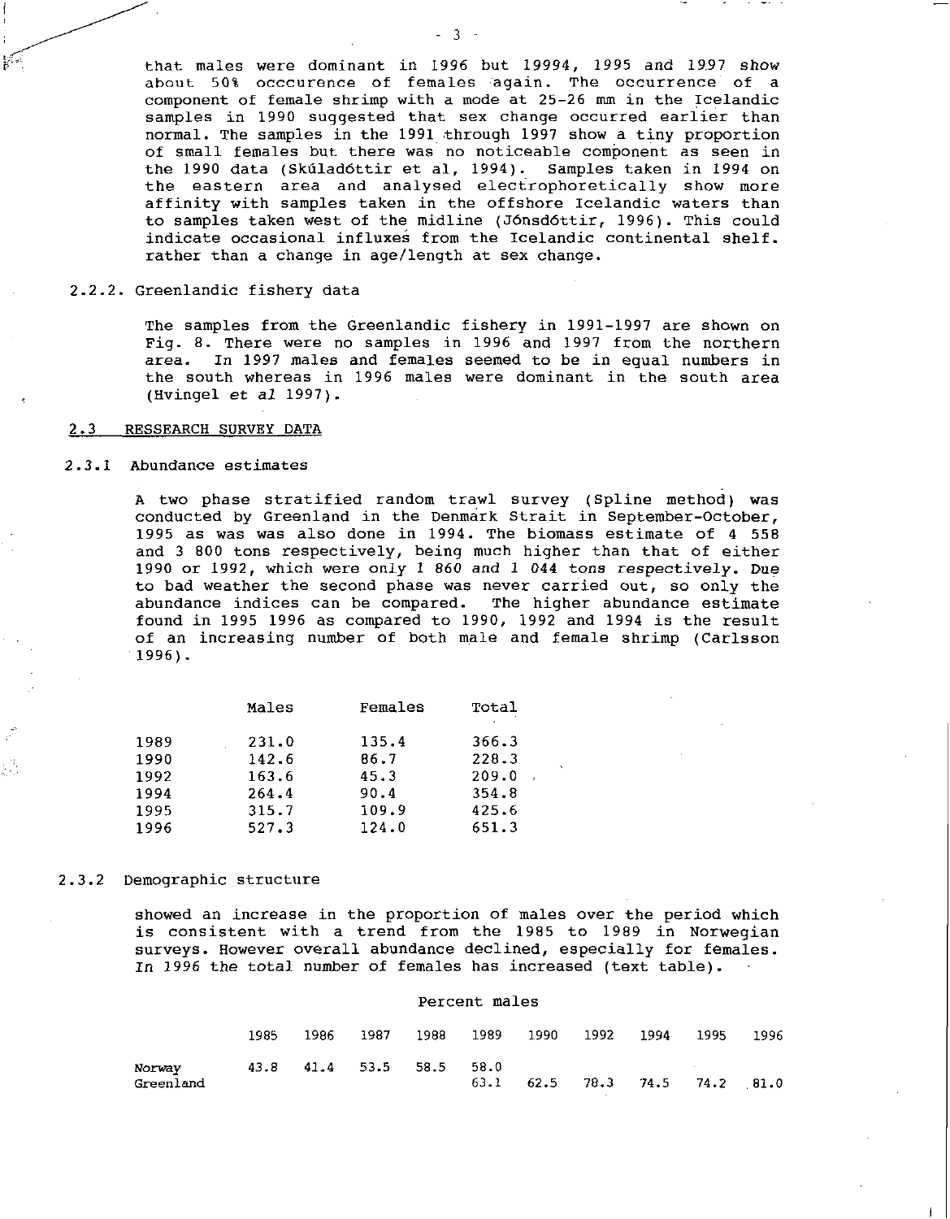that males were dominant in 1996 but 19994, 1995 and 1997 show about 50% occcurence of females again. The occurrence of a component of female shrimp with a mode at 25-26 mm in the Icelandic samples in 1990 suggested that sex change occurred earlier than normal. The samples in the 1991 through 1997 show a tiny proportion of small females but there was no noticeable component as seen in the 1990 data (Skúladóttir et al, 1994). Samples taken in 1994 on the eastern area and analysed electrophoretically show more affinity with samples taken in the offshore Icelandic waters than to samples taken west of the midline (Jónsdóttir, 1996). This could indicate occasional influxes from the Icelandic continental shelf. rather than a change in age/length at sex change.

### 2.2.2. Greenlandic fishery data

The samples from the Greenlandic fishery in 1991-1997 are shown on Fig. 8. There were no samples in 1996 and 1997 from the northern area. In 1997 males and females seemed to be in equal numbers in the south whereas in 1996 males were dominant in the south area (Hvingel *et al* 1997).

## 2.3 RESSEARCH SURVEY DATA

### 2.3.1 Abundance estimates

A two phase stratified random trawl survey (Spline method) was conducted by Greenland in the Denmark Strait in September-October, 1995 as was was also done in 1994. The biomass estimate of 4 558 and 3 800 tons respectively, being much higher than that of either 1990 or 1992, which were only 1 860 and 1 044 tons respectively. Due to bad weather the second phase was never carried out, so only the abundance indices can be compared. The higher abundance estimate found in 1995 1996 as compared to 1990, 1992 and 1994 is the result of an increasing number of both male and female shrimp (Carlsson 1996).

| | Males | Females | Total |
|---|---|---|---|
| 1989 | 231.0 | 135.4 | 366.3 |
| 1990 | 142.6 | 86.7 | 228.3 |
| 1992 | 163.6 | 45.3 | 209.0 |
| 1994 | 264.4 | 90.4 | 354.8 |
| 1995 | 315.7 | 109.9 | 425.6 |
| 1996 | 527.3 | 124.0 | 651.3 |

### 2.3.2 Demographic structure

showed an increase in the proportion of males over the period which is consistent with a trend from the 1985 to 1989 in Norwegian surveys. However overall abundance declined, especially for females. In 1996 the total number of females has increased (text table).

Percent males

| | 1985 | 1986 | 1987 | 1988 | 1989 | 1990 | 1992 | 1994 | 1995 | 1996 |
|---|---|---|---|---|---|---|---|---|---|---|
| Norway | 43.8 | 41.4 | 53.5 | 58.5 | 58.0 | | | | | |
| Greenland | | | | | | 63.1 | 62.5 | 78.3 | 74.5 | 74.2 | 81.0 |

that males were dominant in 1996 but 19994, 1995 and 1997 show about 50% occcurence of females again. The occurrence of a component of female shrimp with a mode at 25-26 mm in the Icelandic samples in 1990 suggested that sex change occurred earlier than normal. The samples in the 1991 through 1997 show a tiny proportion of small females but there was no noticeable component as seen in the 1990 data (Skúladóttir et al, 1994). Samples taken in 1994 on the eastern area and analysed electrophoretically show more affinity with samples taken in the offshore Icelandic waters than to samples taken west of the midline (Jónsdóttir, 1996). This could indicate occasional influxes from the Icelandic continental shelf. rather than a change in age/length at sex change.

### 2.2.2. Greenlandic fishery data

The samples from the Greenlandic fishery in 1991-1997 are shown on Fig. 8. There were no samples in 1996 and 1997 from the northern area. In 1997 males and females seemed to be in equal numbers in the south whereas in 1996 males were dominant in the south area (Hvingel *et al* 1997).

## 2.3 RESSEARCH SURVEY DATA

### 2.3.1 Abundance estimates

A two phase stratified random trawl survey (Spline method) was conducted by Greenland in the Denmark Strait in September-October, 1995 as was was also done in 1994. The biomass estimate of 4 558 and 3 800 tons respectively, being much higher than that of either 1990 or 1992, which were only 1 860 and 1 044 tons respectively. Due to bad weather the second phase was never carried out, so only the abundance indices can be compared. The higher abundance estimate found in 1995 1996 as compared to 1990, 1992 and 1994 is the result of an increasing number of both male and female shrimp (Carlsson 1996).

| | Males | Females | Total |
|---|---|---|---|
| 1989 | 231.0 | 135.4 | 366.3 |
| 1990 | 142.6 | 86.7 | 228.3 |
| 1992 | 163.6 | 45.3 | 209.0 |
| 1994 | 264.4 | 90.4 | 354.8 |
| 1995 | 315.7 | 109.9 | 425.6 |
| 1996 | 527.3 | 124.0 | 651.3 |

### 2.3.2 Demographic structure

showed an increase in the proportion of males over the period which is consistent with a trend from the 1985 to 1989 in Norwegian surveys. However overall abundance declined, especially for females. In 1996 the total number of females has increased (text table).

Percent males

| | 1985 | 1986 | 1987 | 1988 | 1989 | 1990 | 1992 | 1994 | 1995 | 1996 |
|---|---|---|---|---|---|---|---|---|---|---|
| Norway | 43.8 | 41.4 | 53.5 | 58.5 | 58.0 | | | | | |
| Greenland | | | | | | 63.1 | 62.5 | 78.3 | 74.5 | 74.2 | 81.0 |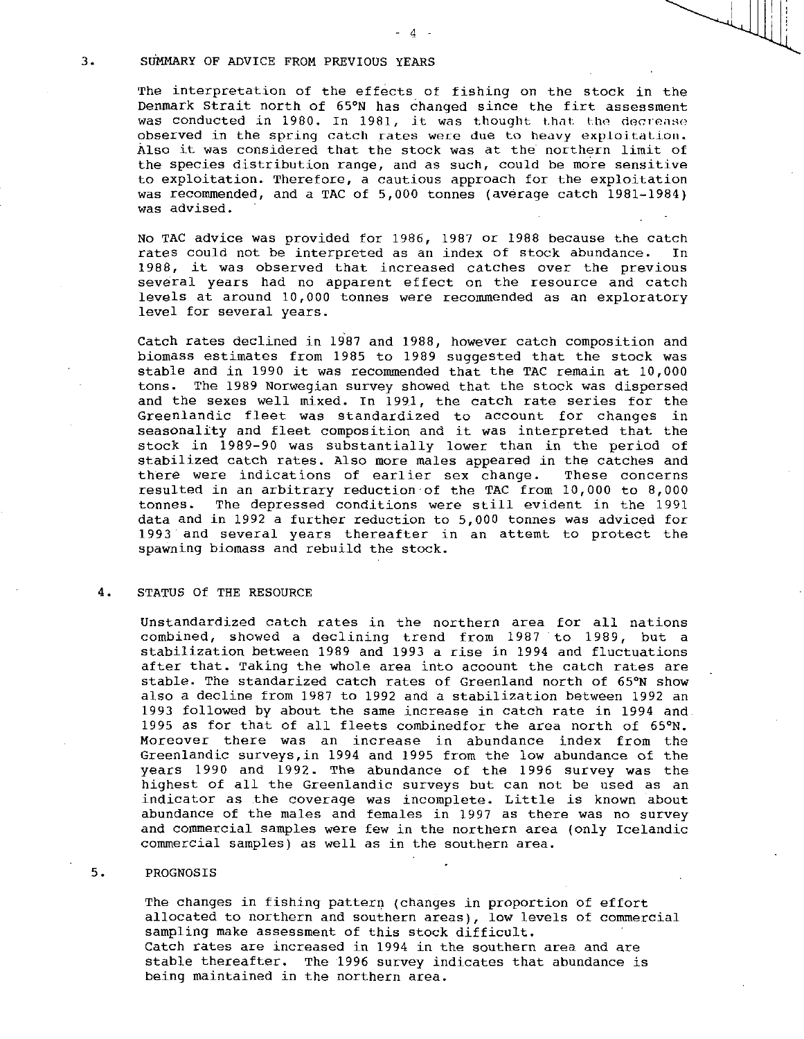## 3. SUMMARY OF ADVICE FROM PREVIOUS YEARS

The interpretation of the effects of fishing on the stock in the Denmark Strait north of 65°N has changed since the firt assessment was conducted in 1980. In 1981, it was thought that the decrease observed in the spring catch rates were due to heavy exploitation. Also it was considered that the stock was at the northern limit of the species distribution range, and as such, could be more sensitive to exploitation. Therefore, a cautious approach for the exploitation was recommended, and a TAC of 5,000 tonnes (average catch 1981-1984) was advised.

No TAC advice was provided for 1986, 1987 or 1988 because the catch rates could not be interpreted as an index of stock abundance. In 1988, it was observed that increased catches over the previous several years had no apparent effect on the resource and catch levels at around 10,000 tonnes were recommended as an exploratory level for several years.

Catch rates declined in 1987 and 1988, however catch composition and biomass estimates from 1985 to 1989 suggested that the stock was stable and in 1990 it was recommended that the TAC remain at 10,000 tons. The 1989 Norwegian survey showed that the stock was dispersed and the sexes well mixed. In 1991, the catch rate series for the Greenlandic fleet was standardized to account for changes in seasonality and fleet composition and it was interpreted that the stock in 1989-90 was substantially lower than in the period of stabilized catch rates. Also more males appeared in the catches and there were indications of earlier sex change. These concerns resulted in an arbitrary reduction of the TAC from 10,000 to 8,000 tonnes. The depressed conditions were still evident in the 1991 data and in 1992 a further reduction to 5,000 tonnes was adviced for 1993 and several years thereafter in an attemt to protect the spawning biomass and rebuild the stock.

## 4. STATUS Of THE RESOURCE

Unstandardized catch rates in the northern area for all nations combined, showed a declining trend from 1987 to 1989, but a stabilization between 1989 and 1993 a rise in 1994 and fluctuations after that. Taking the whole area into acoount the catch rates are stable. The standarized catch rates of Greenland north of 65°N show also a decline from 1987 to 1992 and a stabilization between 1992 an 1993 followed by about the same increase in catch rate in 1994 and 1995 as for that of all fleets combinedfor the area north of 65°N. Moreover there was an increase in abundance index from the Greenlandic surveys,in 1994 and 1995 from the low abundance of the years 1990 and 1992. The abundance of the 1996 survey was the highest of all the Greenlandic surveys but can not be used as an indicator as the coverage was incomplete. Little is known about abundance of the males and females in 1997 as there was no survey and commercial samples were few in the northern area (only Icelandic commercial samples) as well as in the southern area.

## 5. PROGNOSIS

The changes in fishing pattern (changes in proportion of effort allocated to northern and southern areas), low levels of commercial sampling make assessment of this stock difficult.
Catch rates are increased in 1994 in the southern area and are stable thereafter. The 1996 survey indicates that abundance is being maintained in the northern area.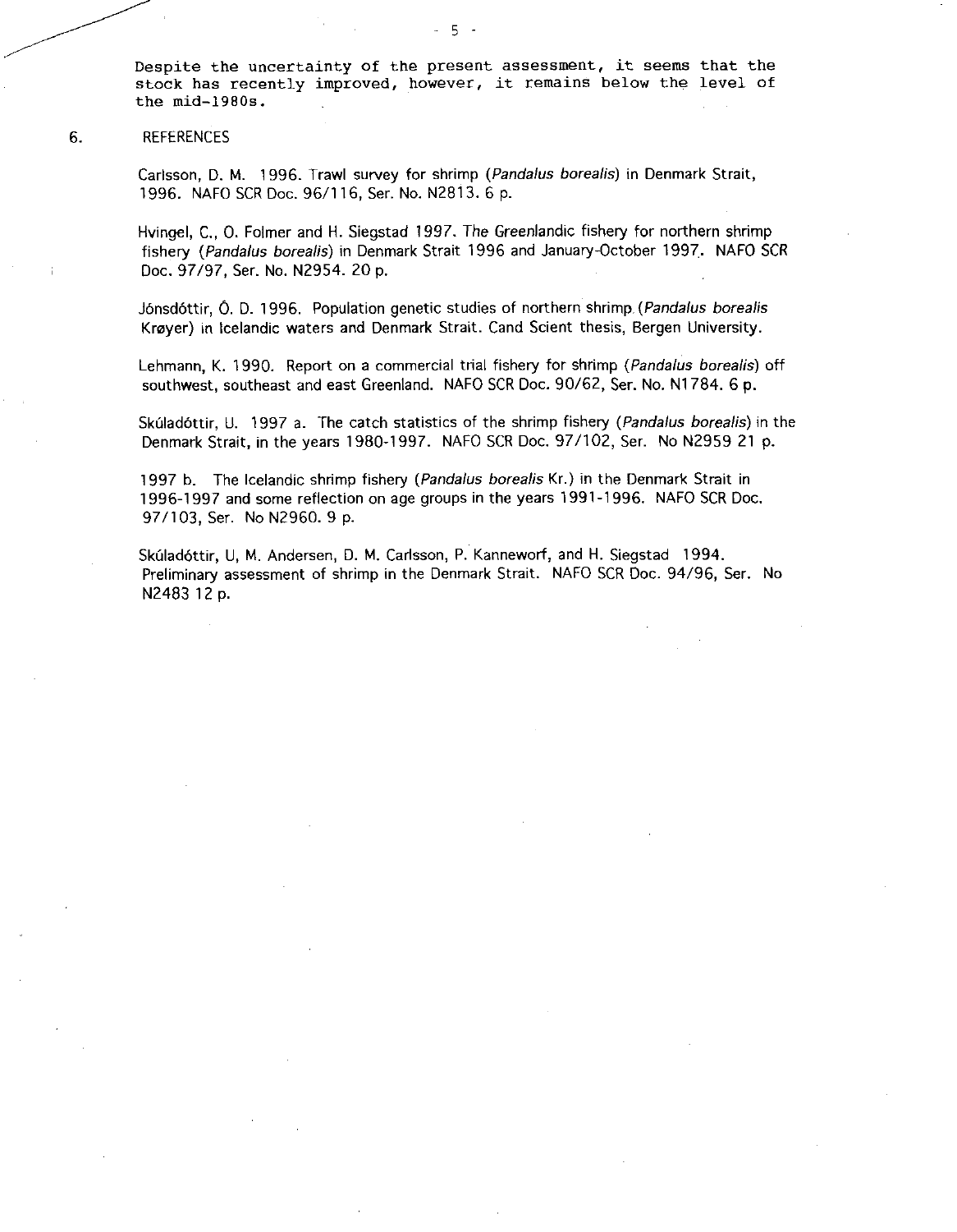Despite the uncertainty of the present assessment, it seems that the stock has recently improved, however, it remains below the level of the mid-1980s.

## 6. REFERENCES

Carlsson, D. M. 1996. Trawl survey for shrimp (*Pandalus borealis*) in Denmark Strait, 1996. NAFO SCR Doc. 96/116, Ser. No. N2813. 6 p.

Hvingel, C., O. Folmer and H. Siegstad 1997. The Greenlandic fishery for northern shrimp fishery (*Pandalus borealis*) in Denmark Strait 1996 and January-October 1997. NAFO SCR Doc. 97/97, Ser. No. N2954. 20 p.

Jónsdóttir, Ó. D. 1996. Population genetic studies of northern shrimp (*Pandalus borealis* Krøyer) in Icelandic waters and Denmark Strait. Cand Scient thesis, Bergen University.

Lehmann, K. 1990. Report on a commercial trial fishery for shrimp (*Pandalus borealis*) off southwest, southeast and east Greenland. NAFO SCR Doc. 90/62, Ser. No. N1784. 6 p.

Skúladóttir, U. 1997 a. The catch statistics of the shrimp fishery (*Pandalus borealis*) in the Denmark Strait, in the years 1980-1997. NAFO SCR Doc. 97/102, Ser. No N2959 21 p.

1997 b. The Icelandic shrimp fishery (*Pandalus borealis* Kr.) in the Denmark Strait in 1996-1997 and some reflection on age groups in the years 1991-1996. NAFO SCR Doc. 97/103, Ser. No N2960. 9 p.

Skúladóttir, U, M. Andersen, D. M. Carlsson, P. Kanneworf, and H. Siegstad 1994. Preliminary assessment of shrimp in the Denmark Strait. NAFO SCR Doc. 94/96, Ser. No N2483 12 p.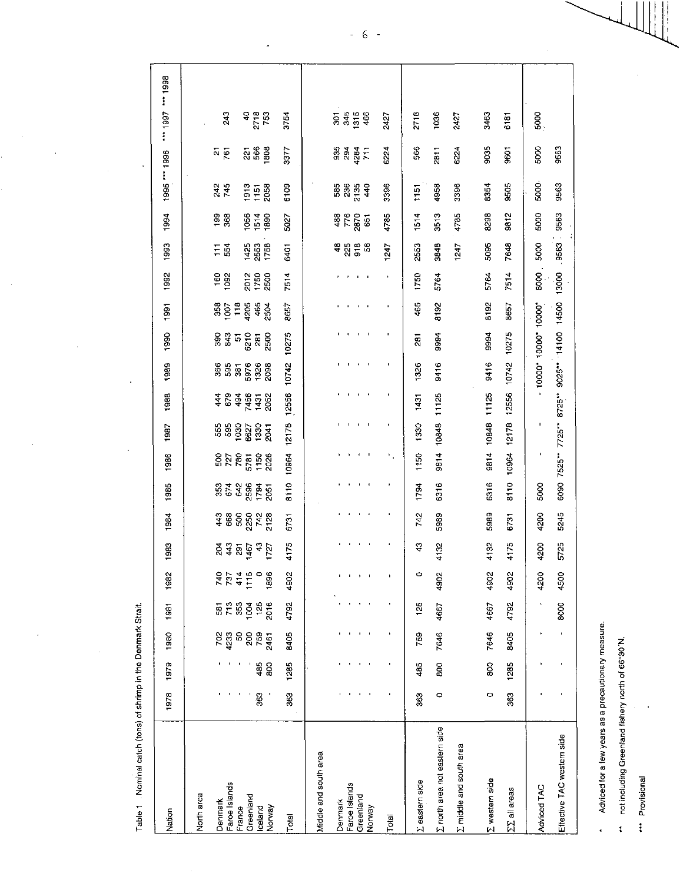Table 1. Nominal catch (tons) of shrimp in the Denmark Strait.

| Nation | 1978 | 1979 | 1980 | 1981 | 1982 | 1983 | 1984 | 1985 | 1986 | 1987 | 1988 | 1989 | 1990 | 1991 | 1992 | 1993 | 1994 | 1995 | *** 1996 | *** 1997 | *** 1998 |
|---|---|---|---|---|---|---|---|---|---|---|---|---|---|---|---|---|---|---|---|---|---|
| North area | | | | | | | | | | | | | | | | | | | | | |
| Denmark | - | - | 702 | 581 | 740 | 204 | 443 | 353 | 500 | 555 | 444 | 366 | 390 | 358 | 160 | 111 | 199 | 242 | 21 | | |
| Faroe Islands | - | - | 4233 | 713 | 737 | 443 | 668 | 674 | 727 | 595 | 679 | 595 | 843 | 1007 | 1092 | 554 | 368 | 745 | 761 | 243 | |
| France | - | - | 50 | 353 | 414 | 291 | 500 | 642 | 780 | 1030 | 494 | 381 | 51 | 118 | | | | | | | |
| Greenland | - | - | 200 | 1004 | 1115 | 1467 | 2250 | 2596 | 5781 | 6627 | 7456 | 5976 | 6210 | 4205 | 2012 | 1425 | 1056 | 1913 | 221 | 40 | |
| Iceland | 363 | 485 | 759 | 125 | 0 | 43 | 742 | 1794 | 1150 | 1330 | 1431 | 1326 | 281 | 465 | 1750 | 2553 | 1514 | 1151 | 566 | 2718 | |
| Norway | - | 800 | 2461 | 2016 | 1896 | 1727 | 2128 | 2051 | 2026 | 2041 | 2052 | 2098 | 2500 | 2504 | 2500 | 1758 | 1890 | 2058 | 1808 | 753 | |
| Total | 363 | 1285 | 8405 | 4792 | 4902 | 4175 | 6731 | 8110 | 10964 | 12178 | 12556 | 10742 | 10275 | 8657 | 7514 | 6401 | 5027 | 6109 | 3377 | 3754 | |
| Middle and south area | | | | | | | | | | | | | | | | | | | | | |
| Denmark | - | - | - | - | - | - | - | - | - | - | - | - | - | - | - | 48 | 488 | 585 | 935 | 301 | |
| Faroe Islands | - | - | - | - | - | - | - | - | - | - | - | - | - | - | - | 225 | 776 | 236 | 294 | 345 | |
| Greenland | - | - | - | - | - | - | - | - | - | - | - | - | - | - | - | 918 | 2870 | 2135 | 4284 | 1315 | |
| Norway | - | - | - | - | - | - | - | - | - | - | - | - | - | - | - | 56 | 651 | 440 | 711 | 466 | |
| Total | - | - | - | - | - | - | - | - | - | - | - | - | - | - | - | 1247 | 4785 | 3396 | 6224 | 2427 | |
| Σ eastern side | 363 | 485 | 759 | 125 | 0 | 43 | 742 | 1794 | 1150 | 1330 | 1431 | 1326 | 281 | 465 | 1750 | 2553 | 1514 | 1151 | 566 | 2718 | |
| Σ north area not eastern side | 0 | 800 | 7646 | 4667 | 4902 | 4132 | 5989 | 6316 | 9814 | 10848 | 11125 | 9416 | 9994 | 8192 | 5764 | 3848 | 3513 | 4958 | 2811 | 1036 | |
| Σ middle and south area | | | | | | | | | | | | | | | | 1247 | 4785 | 3396 | 6224 | 2427 | |
| Σ western side | 0 | 800 | 7646 | 4667 | 4902 | 4132 | 5989 | 6316 | 9814 | 10848 | 11125 | 9416 | 9994 | 8192 | 5764 | 5095 | 8298 | 8354 | 9035 | 3463 | |
| ΣΣ all areas | 363 | 1285 | 8405 | 4792 | 4902 | 4175 | 6731 | 8110 | 10964 | 12178 | 12556 | 10742 | 10275 | 8657 | 7514 | 7648 | 9812 | 9505 | 9601 | 6181 | |
| Advised TAC | - | - | - | - | 4200 | 4200 | 4200 | 5000 | - | - | - | 10000* | 10000* | 10000* | 8000 | 5000 | 5000 | 5000 | 5000 | 5000 | |
| Effective TAC western side | - | - | - | 8000 | 4500 | 5725 | 5245 | 6090 | 7525** | 7725** | 8725** | 9025** | 14100 | 14500 | 13000 | 9563 | 9563 | 9563 | 9563 | | |

\* Adviced for a few years as a precautionary measure.

\*\* not including Greenland fishery north of 66°30'N.

\*\*\* Provisional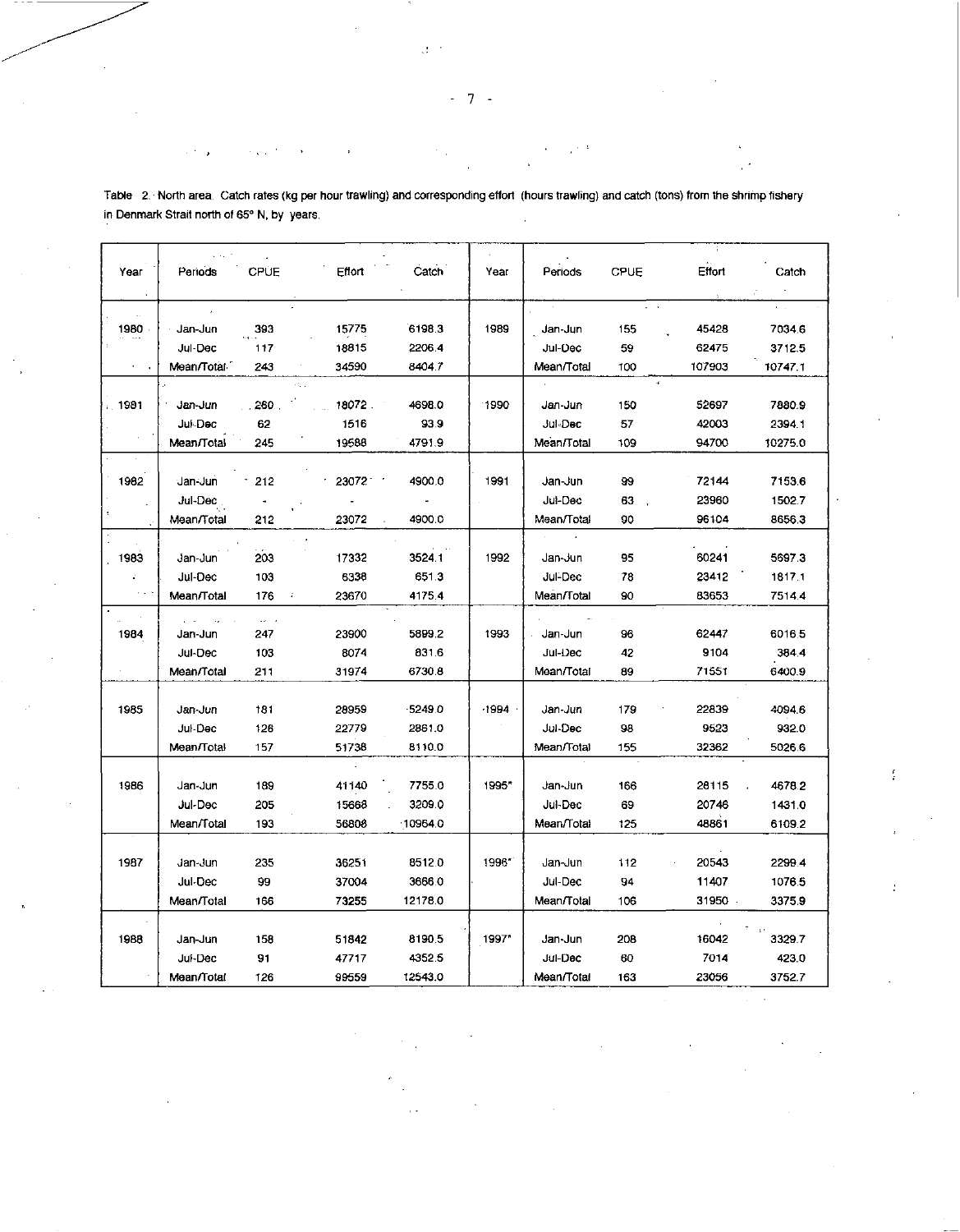Table 2. North area. Catch rates (kg per hour trawling) and corresponding effort (hours trawling) and catch (tons) from the shrimp fishery in Denmark Strait north of 65° N, by years.

| Year | Periods | CPUE | Effort | Catch | Year | Periods | CPUE | Effort | Catch |
|---|---|---|---|---|---|---|---|---|---|
| 1980 | Jan-Jun | 393 | 15775 | 6198.3 | 1989 | Jan-Jun | 155 | 45428 | 7034.6 |
| | Jul-Dec | 117 | 18815 | 2206.4 | | Jul-Dec | 59 | 62475 | 3712.5 |
| | Mean/Total | 243 | 34590 | 8404.7 | | Mean/Total | 100 | 107903 | 10747.1 |
| 1981 | Jan-Jun | 260 | 18072 | 4698.0 | 1990 | Jan-Jun | 150 | 52697 | 7880.9 |
| | Jul-Dec | 62 | 1516 | 93.9 | | Jul-Dec | 57 | 42003 | 2394.1 |
| | Mean/Total | 245 | 19588 | 4791.9 | | Mean/Total | 109 | 94700 | 10275.0 |
| 1982 | Jan-Jun | 212 | 23072 | 4900.0 | 1991 | Jan-Jun | 99 | 72144 | 7153.6 |
| | Jul-Dec | - | - | - | | Jul-Dec | 63 | 23960 | 1502.7 |
| | Mean/Total | 212 | 23072 | 4900.0 | | Mean/Total | 90 | 96104 | 8656.3 |
| 1983 | Jan-Jun | 203 | 17332 | 3524.1 | 1992 | Jan-Jun | 95 | 60241 | 5697.3 |
| | Jul-Dec | 103 | 6338 | 651.3 | | Jul-Dec | 78 | 23412 | 1817.1 |
| | Mean/Total | 176 | 23670 | 4175.4 | | Mean/Total | 90 | 83653 | 7514.4 |
| 1984 | Jan-Jun | 247 | 23900 | 5899.2 | 1993 | Jan-Jun | 96 | 62447 | 6016.5 |
| | Jul-Dec | 103 | 8074 | 831.6 | | Jul-Dec | 42 | 9104 | 384.4 |
| | Mean/Total | 211 | 31974 | 6730.8 | | Mean/Total | 89 | 71551 | 6400.9 |
| 1985 | Jan-Jun | 181 | 28959 | 5249.0 | 1994 | Jan-Jun | 179 | 22839 | 4094.6 |
| | Jul-Dec | 126 | 22779 | 2861.0 | | Jul-Dec | 98 | 9523 | 932.0 |
| | Mean/Total | 157 | 51738 | 8110.0 | | Mean/Total | 155 | 32362 | 5026.6 |
| 1986 | Jan-Jun | 189 | 41140 | 7755.0 | 1995* | Jan-Jun | 166 | 28115 | 4678.2 |
| | Jul-Dec | 205 | 15668 | 3209.0 | | Jul-Dec | 69 | 20746 | 1431.0 |
| | Mean/Total | 193 | 56808 | 10964.0 | | Mean/Total | 125 | 48861 | 6109.2 |
| 1987 | Jan-Jun | 235 | 36251 | 8512.0 | 1996* | Jan-Jun | 112 | 20543 | 2299.4 |
| | Jul-Dec | 99 | 37004 | 3666.0 | | Jul-Dec | 94 | 11407 | 1076.5 |
| | Mean/Total | 166 | 73255 | 12178.0 | | Mean/Total | 106 | 31950 | 3375.9 |
| 1988 | Jan-Jun | 158 | 51842 | 8190.5 | 1997* | Jan-Jun | 208 | 16042 | 3329.7 |
| | Jul-Dec | 91 | 47717 | 4352.5 | | Jul-Dec | 60 | 7014 | 423.0 |
| | Mean/Total | 126 | 99559 | 12543.0 | | Mean/Total | 163 | 23056 | 3752.7 |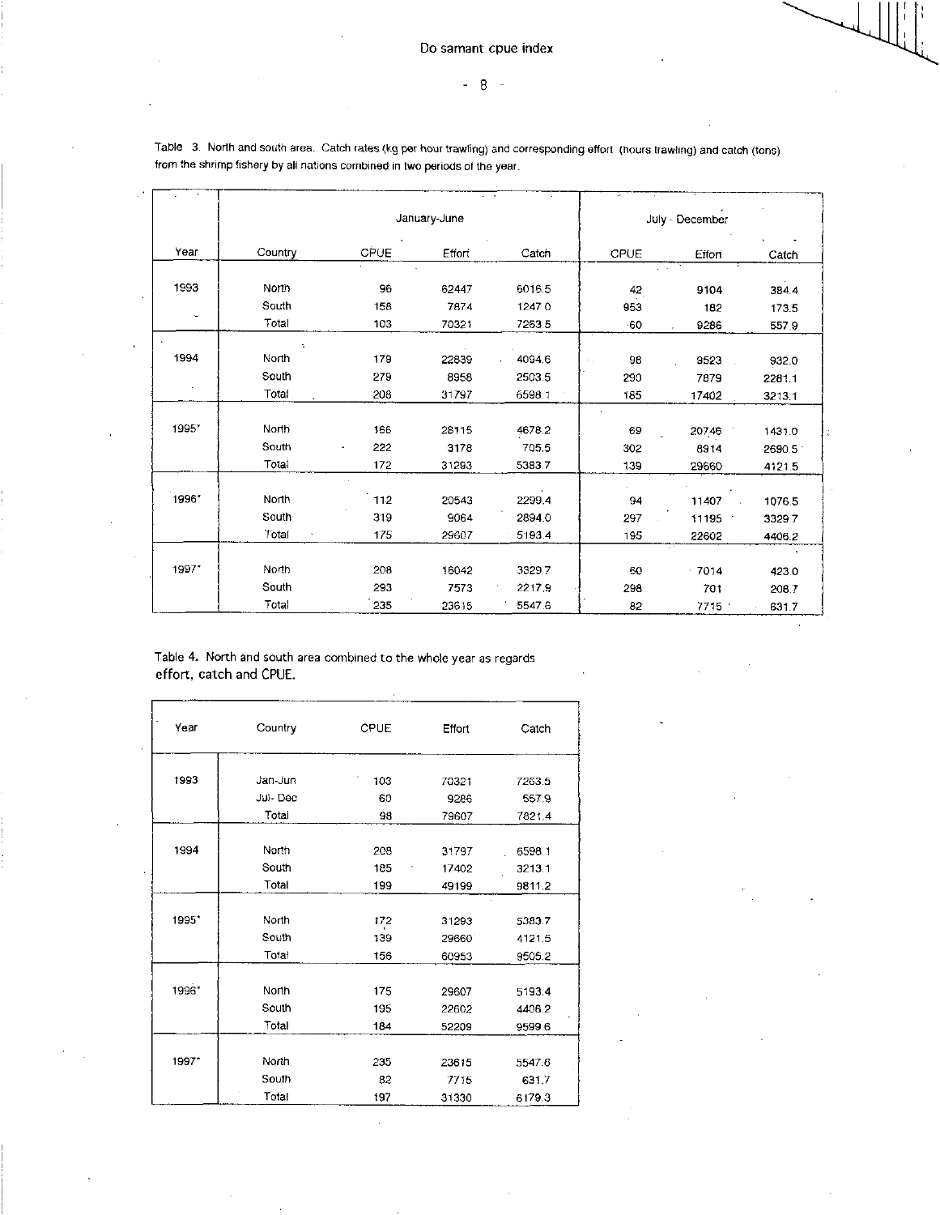Table 3. North and south area. Catch rates (kg per hour trawling) and corresponding effort (hours trawling) and catch (tons) from the shrimp fishery by all nations combined in two periods of the year.

| | | January-June | | | July - December | | |
|---|---|---|---|---|---|---|---|
| Year | Country | CPUE | Effort | Catch | CPUE | Effort | Catch |
| 1993 | North | 96 | 62447 | 6016.5 | 42 | 9104 | 384.4 |
| | South | 158 | 7874 | 1247.0 | 953 | 182 | 173.5 |
| | Total | 103 | 70321 | 7263.5 | 60 | 9286 | 557.9 |
| 1994 | North | 179 | 22839 | 4094.6 | 98 | 9523 | 932.0 |
| | South | 279 | 8958 | 2503.5 | 290 | 7879 | 2281.1 |
| | Total | 208 | 31797 | 6598.1 | 185 | 17402 | 3213.1 |
| 1995* | North | 166 | 28115 | 4678.2 | 69 | 20746 | 1431.0 |
| | South | 222 | 3178 | 705.5 | 302 | 8914 | 2690.5 |
| | Total | 172 | 31293 | 5383.7 | 139 | 29660 | 4121.5 |
| 1996* | North | 112 | 20543 | 2299.4 | 94 | 11407 | 1076.5 |
| | South | 319 | 9064 | 2894.0 | 297 | 11195 | 3329.7 |
| | Total | 175 | 29607 | 5193.4 | 195 | 22602 | 4406.2 |
| 1997* | North | 208 | 16042 | 3329.7 | 60 | 7014 | 423.0 |
| | South | 293 | 7573 | 2217.9 | 298 | 701 | 208.7 |
| | Total | 235 | 23615 | 5547.6 | 82 | 7715 | 631.7 |

Table 4. North and south area combined to the whole year as regards effort, catch and CPUE.

| Year | Country | CPUE | Effort | Catch |
|---|---|---|---|---|
| 1993 | Jan-Jun | 103 | 70321 | 7263.5 |
| | Jul- Dec | 60 | 9286 | 557.9 |
| | Total | 98 | 79607 | 7821.4 |
| 1994 | North | 208 | 31797 | 6598.1 |
| | South | 185 | 17402 | 3213.1 |
| | Total | 199 | 49199 | 9811.2 |
| 1995* | North | 172 | 31293 | 5383.7 |
| | South | 139 | 29660 | 4121.5 |
| | Total | 156 | 60953 | 9505.2 |
| 1996* | North | 175 | 29607 | 5193.4 |
| | South | 195 | 22602 | 4406.2 |
| | Total | 184 | 52209 | 9599.6 |
| 1997* | North | 235 | 23615 | 5547.6 |
| | South | 82 | 7715 | 631.7 |
| | Total | 197 | 31330 | 6179.3 |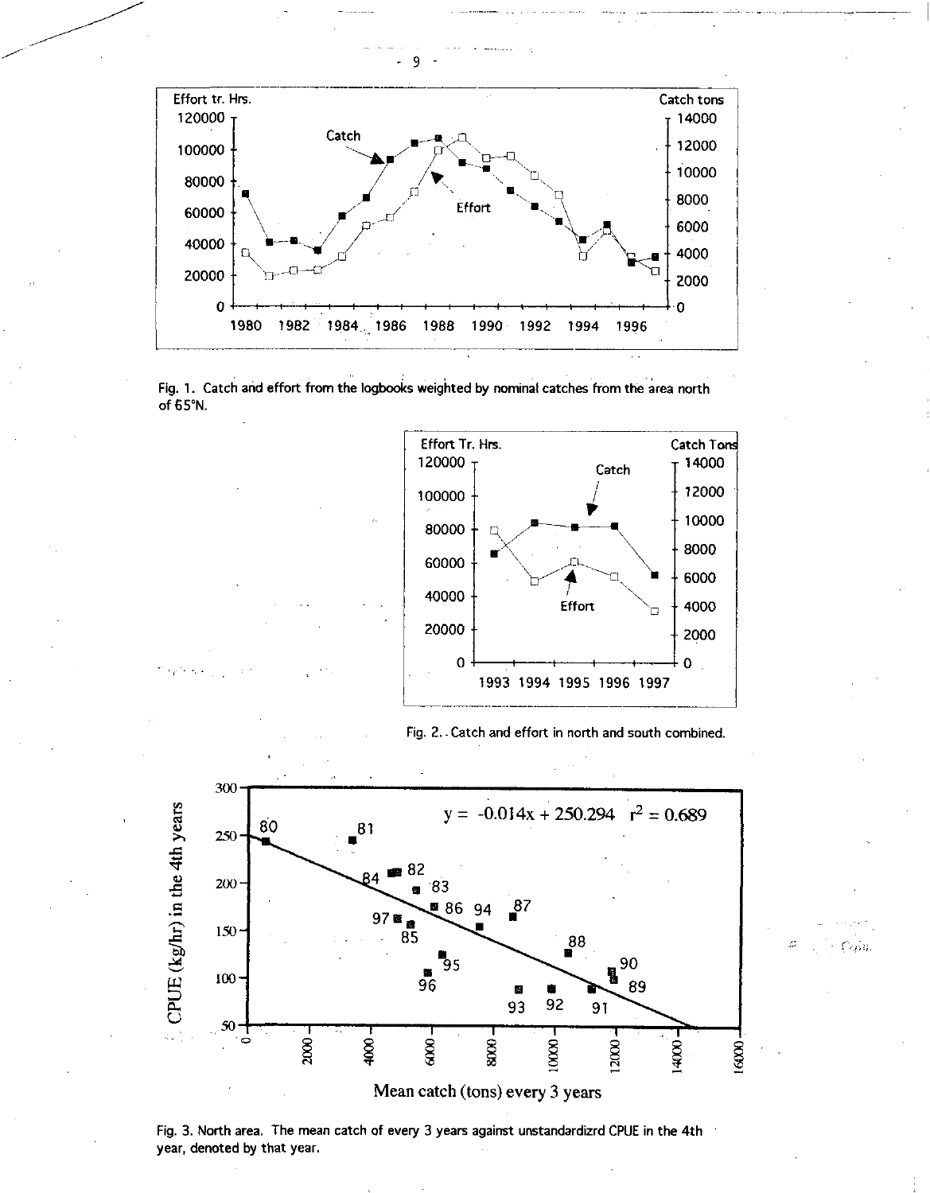Fig. 1. Catch and effort from the logbooks weighted by nominal catches from the area north of 65°N.

Fig. 2. Catch and effort in north and south combined.

Fig. 3. North area. The mean catch of every 3 years against unstandardizrd CPUE in the 4th year, denoted by that year.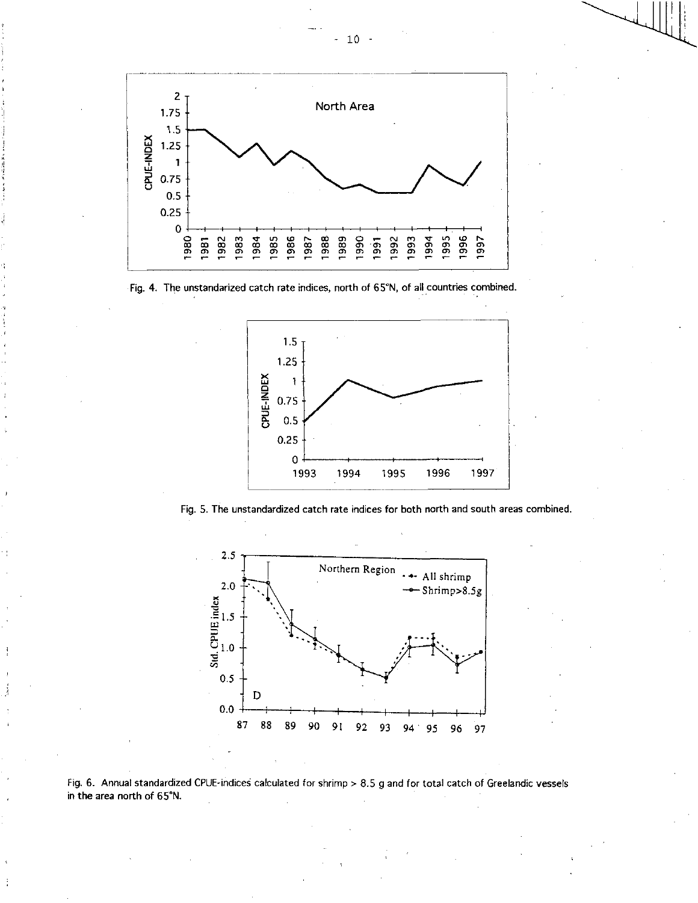Fig. 4. The unstandarized catch rate indices, north of 65°N, of all countries combined.

Fig. 5. The unstandardized catch rate indices for both north and south areas combined.

Fig. 6. Annual standardized CPUE-indices calculated for shrimp > 8.5 g and for total catch of Greelandic vessels in the area north of 65°N.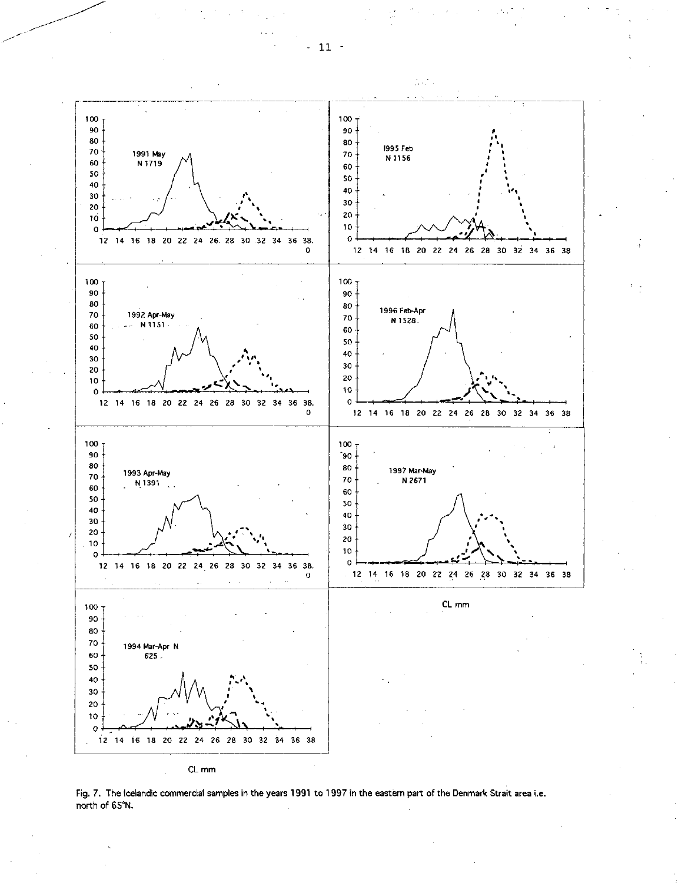Fig. 7. The Icelandic commercial samples in the years 1991 to 1997 in the eastern part of the Denmark Strait area i.e. north of 65°N.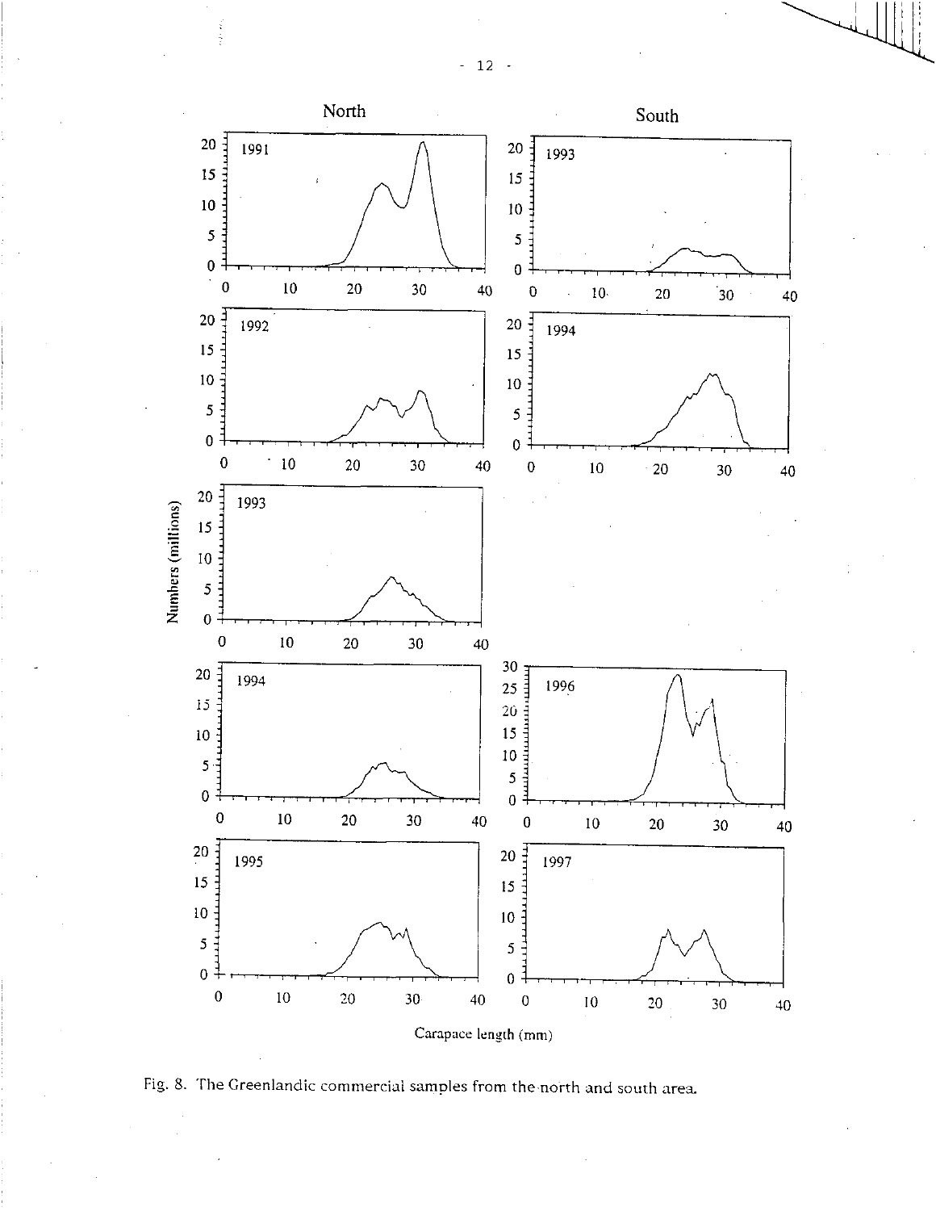Fig. 8. The Greenlandic commercial samples from the north and south area.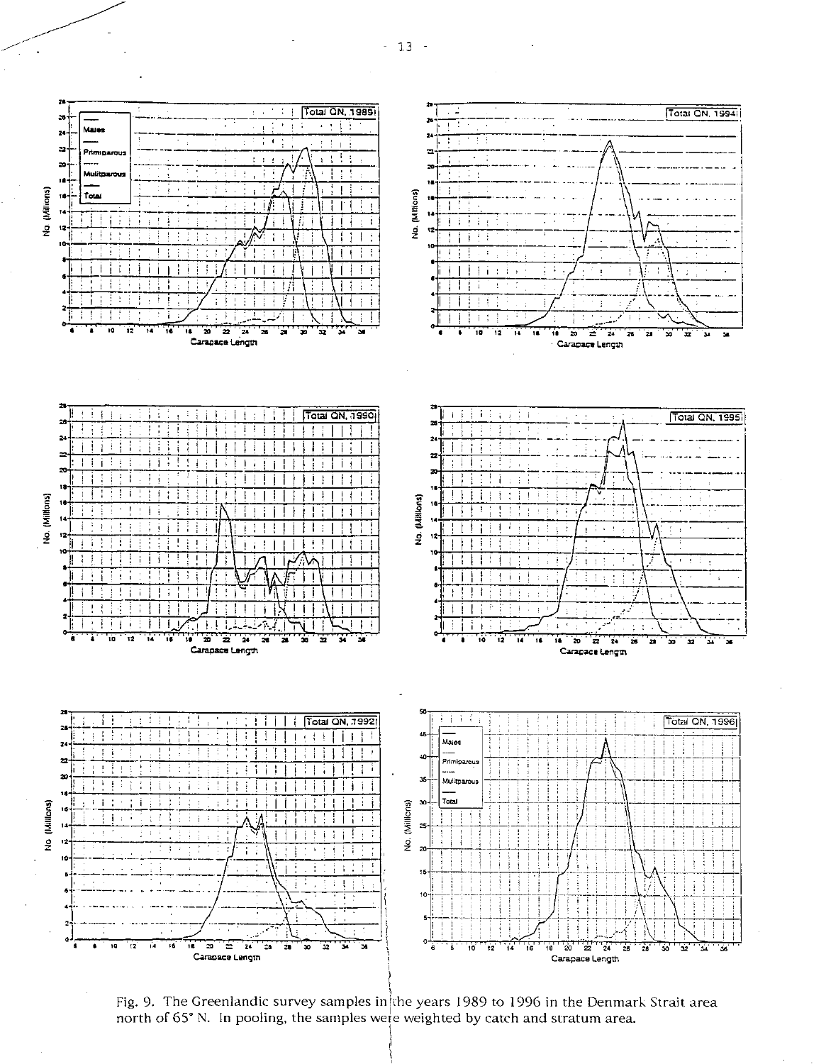Total GN, 1989

Males

Primiparous

Multiparous

Total

No. (Millions)

Carapace Length

Total GN, 1994

No. (Millions)

Carapace Length

Total GN, 1990

No. (Millions)

Carapace Length

Total GN, 1995

No. (Millions)

Carapace Length

Total GN, 1992

No. (Millions)

Carapace Length

Total GN, 1996

Males

Primiparous

Multiparous

Total

No. (Millions)

Carapace Length

Fig. 9. The Greenlandic survey samples in the years 1989 to 1996 in the Denmark Strait area north of 65° N. In pooling, the samples were weighted by catch and stratum area.